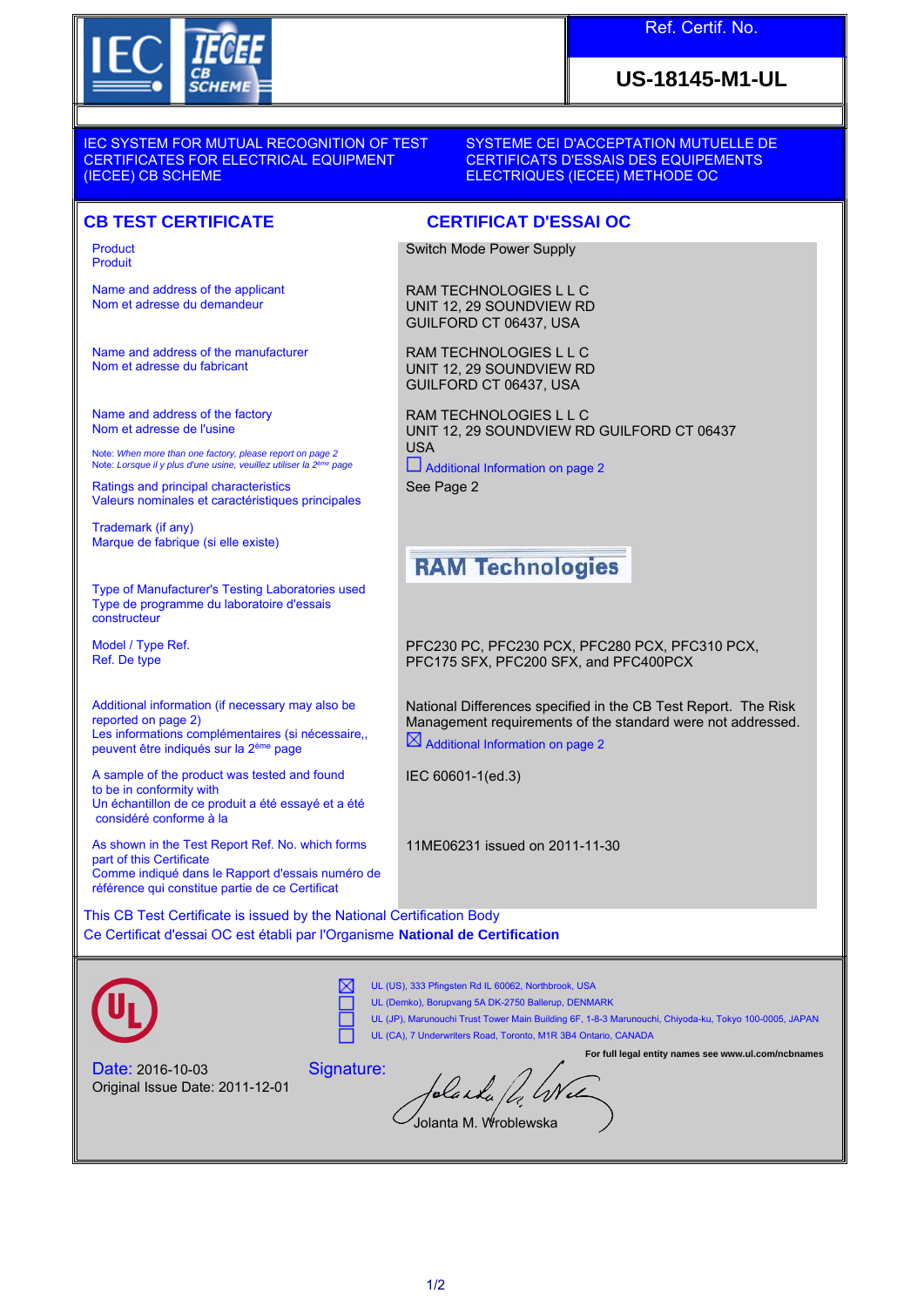IEC | IECEE CB SCHEME

**Ref. Certif. No.**

**US-18145-M1-UL**

IEC SYSTEM FOR MUTUAL RECOGNITION OF TEST CERTIFICATES FOR ELECTRICAL EQUIPMENT (IECEE) CB SCHEME

SYSTEME CEI D'ACCEPTATION MUTUELLE DE CERTIFICATS D'ESSAIS DES EQUIPEMENTS ELECTRIQUES (IECEE) METHODE OC

## CB TEST CERTIFICATE / CERTIFICAT D'ESSAI OC

| | |
|---|---|
| Product<br>Produit | Switch Mode Power Supply |
| Name and address of the applicant<br>Nom et adresse du demandeur | RAM TECHNOLOGIES L L C<br>UNIT 12, 29 SOUNDVIEW RD<br>GUILFORD CT 06437, USA |
| Name and address of the manufacturer<br>Nom et adresse du fabricant | RAM TECHNOLOGIES L L C<br>UNIT 12, 29 SOUNDVIEW RD<br>GUILFORD CT 06437, USA |
| Name and address of the factory<br>Nom et adresse de l'usine<br>Note: *When more than one factory, please report on page 2*<br>Note: *Lorsque il y plus d'une usine, veuillez utiliser la 2ème page* | RAM TECHNOLOGIES L L C<br>UNIT 12, 29 SOUNDVIEW RD GUILFORD CT 06437<br>USA<br>☐ Additional Information on page 2 |
| Ratings and principal characteristics<br>Valeurs nominales et caractéristiques principales | See Page 2 |
| Trademark (if any)<br>Marque de fabrique (si elle existe) | RAM Technologies |
| Type of Manufacturer's Testing Laboratories used<br>Type de programme du laboratoire d'essais constructeur | |
| Model / Type Ref.<br>Ref. De type | PFC230 PC, PFC230 PCX, PFC280 PCX, PFC310 PCX, PFC175 SFX, PFC200 SFX, and PFC400PCX |
| Additional information (if necessary may also be reported on page 2)<br>Les informations complémentaires (si nécessaire,, peuvent être indiqués sur la 2ème page | National Differences specified in the CB Test Report. The Risk Management requirements of the standard were not addressed.<br>☒ Additional Information on page 2 |
| A sample of the product was tested and found to be in conformity with<br>Un échantillon de ce produit a été essayé et a été considéré conforme à la | IEC 60601-1(ed.3) |
| As shown in the Test Report Ref. No. which forms part of this Certificate<br>Comme indiqué dans le Rapport d'essais numéro de référence qui constitue partie de ce Certificat | 11ME06231 issued on 2011-11-30 |

This CB Test Certificate is issued by the National Certification Body
Ce Certificat d'essai OC est établi par l'Organisme **National de Certification**

UL

☒ UL (US), 333 Pfingsten Rd IL 60062, Northbrook, USA
☐ UL (Demko), Borupvang 5A DK-2750 Ballerup, DENMARK
☐ UL (JP), Marunouchi Trust Tower Main Building 6F, 1-8-3 Marunouchi, Chiyoda-ku, Tokyo 100-0005, JAPAN
☐ UL (CA), 7 Underwriters Road, Toronto, M1R 3B4 Ontario, CANADA

**For full legal entity names see www.ul.com/ncbnames**

Date: 2016-10-03
Original Issue Date: 2011-12-01

Signature:
Jolanta M. Wroblewska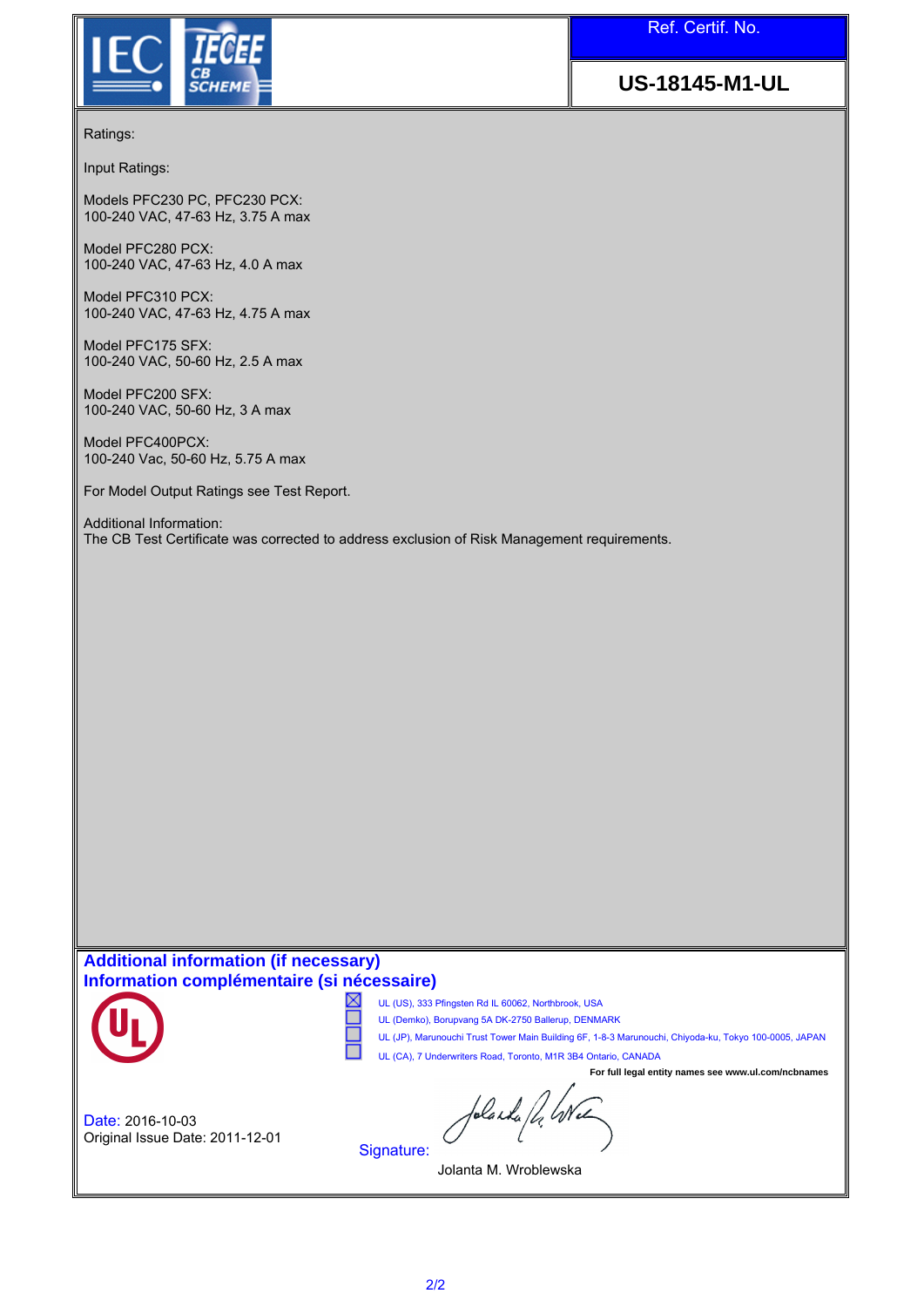**Ref. Certif. No.**

**US-18145-M1-UL**

Ratings:

Input Ratings:

Models PFC230 PC, PFC230 PCX:
100-240 VAC, 47-63 Hz, 3.75 A max

Model PFC280 PCX:
100-240 VAC, 47-63 Hz, 4.0 A max

Model PFC310 PCX:
100-240 VAC, 47-63 Hz, 4.75 A max

Model PFC175 SFX:
100-240 VAC, 50-60 Hz, 2.5 A max

Model PFC200 SFX:
100-240 VAC, 50-60 Hz, 3 A max

Model PFC400PCX:
100-240 Vac, 50-60 Hz, 5.75 A max

For Model Output Ratings see Test Report.

Additional Information:
The CB Test Certificate was corrected to address exclusion of Risk Management requirements.

## Additional information (if necessary)
## Information complémentaire (si nécessaire)

- ☒ UL (US), 333 Pfingsten Rd IL 60062, Northbrook, USA
- ☐ UL (Demko), Borupvang 5A DK-2750 Ballerup, DENMARK
- ☐ UL (JP), Marunouchi Trust Tower Main Building 6F, 1-8-3 Marunouchi, Chiyoda-ku, Tokyo 100-0005, JAPAN
- ☐ UL (CA), 7 Underwriters Road, Toronto, M1R 3B4 Ontario, CANADA

**For full legal entity names see www.ul.com/ncbnames**

Date: 2016-10-03
Original Issue Date: 2011-12-01

Signature:

Jolanta M. Wroblewska